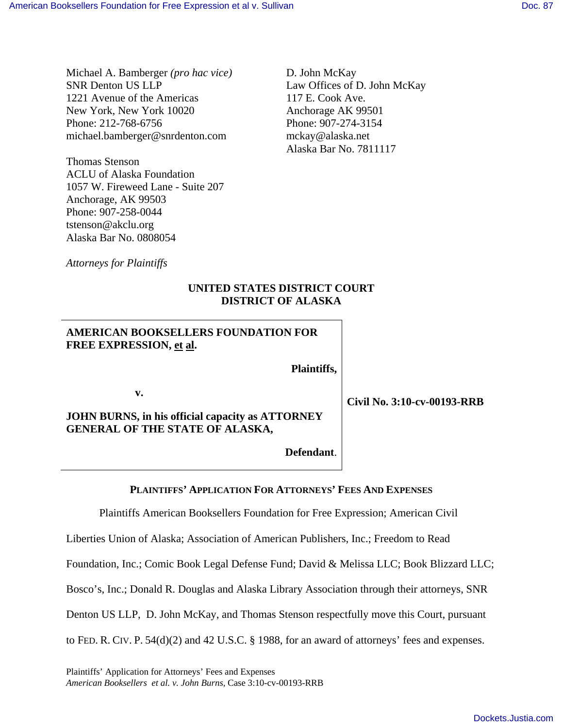Michael A. Bamberger *(pro hac vice)*
SNR Denton US LLP
1221 Avenue of the Americas
New York, New York 10020
Phone: 212-768-6756
michael.bamberger@snrdenton.com

D. John McKay
Law Offices of D. John McKay
117 E. Cook Ave.
Anchorage AK 99501
Phone: 907-274-3154
mckay@alaska.net
Alaska Bar No. 7811117

Thomas Stenson
ACLU of Alaska Foundation
1057 W. Fireweed Lane - Suite 207
Anchorage, AK 99503
Phone: 907-258-0044
tstenson@akclu.org
Alaska Bar No. 0808054

*Attorneys for Plaintiffs*

**UNITED STATES DISTRICT COURT**
**DISTRICT OF ALASKA**

**AMERICAN BOOKSELLERS FOUNDATION FOR FREE EXPRESSION, et al.**

**Plaintiffs,**

**v.**

**JOHN BURNS, in his official capacity as ATTORNEY GENERAL OF THE STATE OF ALASKA,**

**Defendant.**

**Civil No. 3:10-cv-00193-RRB**

**PLAINTIFFS' APPLICATION FOR ATTORNEYS' FEES AND EXPENSES**

Plaintiffs American Booksellers Foundation for Free Expression; American Civil Liberties Union of Alaska; Association of American Publishers, Inc.; Freedom to Read Foundation, Inc.; Comic Book Legal Defense Fund; David & Melissa LLC; Book Blizzard LLC; Bosco's, Inc.; Donald R. Douglas and Alaska Library Association through their attorneys, SNR Denton US LLP, D. John McKay, and Thomas Stenson respectfully move this Court, pursuant to FED. R. CIV. P. 54(d)(2) and 42 U.S.C. § 1988, for an award of attorneys' fees and expenses.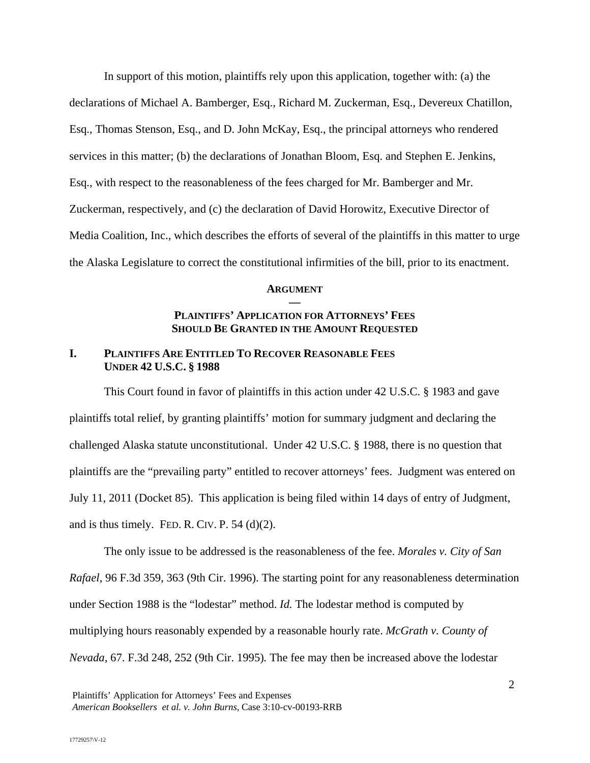In support of this motion, plaintiffs rely upon this application, together with: (a) the declarations of Michael A. Bamberger, Esq., Richard M. Zuckerman, Esq., Devereux Chatillon, Esq., Thomas Stenson, Esq., and D. John McKay, Esq., the principal attorneys who rendered services in this matter; (b) the declarations of Jonathan Bloom, Esq. and Stephen E. Jenkins, Esq., with respect to the reasonableness of the fees charged for Mr. Bamberger and Mr. Zuckerman, respectively, and (c) the declaration of David Horowitz, Executive Director of Media Coalition, Inc., which describes the efforts of several of the plaintiffs in this matter to urge the Alaska Legislature to correct the constitutional infirmities of the bill, prior to its enactment.

## ARGUMENT

—

## PLAINTIFFS' APPLICATION FOR ATTORNEYS' FEES SHOULD BE GRANTED IN THE AMOUNT REQUESTED

### I. PLAINTIFFS ARE ENTITLED TO RECOVER REASONABLE FEES UNDER 42 U.S.C. § 1988

This Court found in favor of plaintiffs in this action under 42 U.S.C. § 1983 and gave plaintiffs total relief, by granting plaintiffs' motion for summary judgment and declaring the challenged Alaska statute unconstitutional. Under 42 U.S.C. § 1988, there is no question that plaintiffs are the "prevailing party" entitled to recover attorneys' fees. Judgment was entered on July 11, 2011 (Docket 85). This application is being filed within 14 days of entry of Judgment, and is thus timely. FED. R. CIV. P. 54 (d)(2).

The only issue to be addressed is the reasonableness of the fee. *Morales v. City of San Rafael*, 96 F.3d 359, 363 (9th Cir. 1996). The starting point for any reasonableness determination under Section 1988 is the "lodestar" method. *Id.* The lodestar method is computed by multiplying hours reasonably expended by a reasonable hourly rate. *McGrath v. County of Nevada*, 67. F.3d 248, 252 (9th Cir. 1995)*.* The fee may then be increased above the lodestar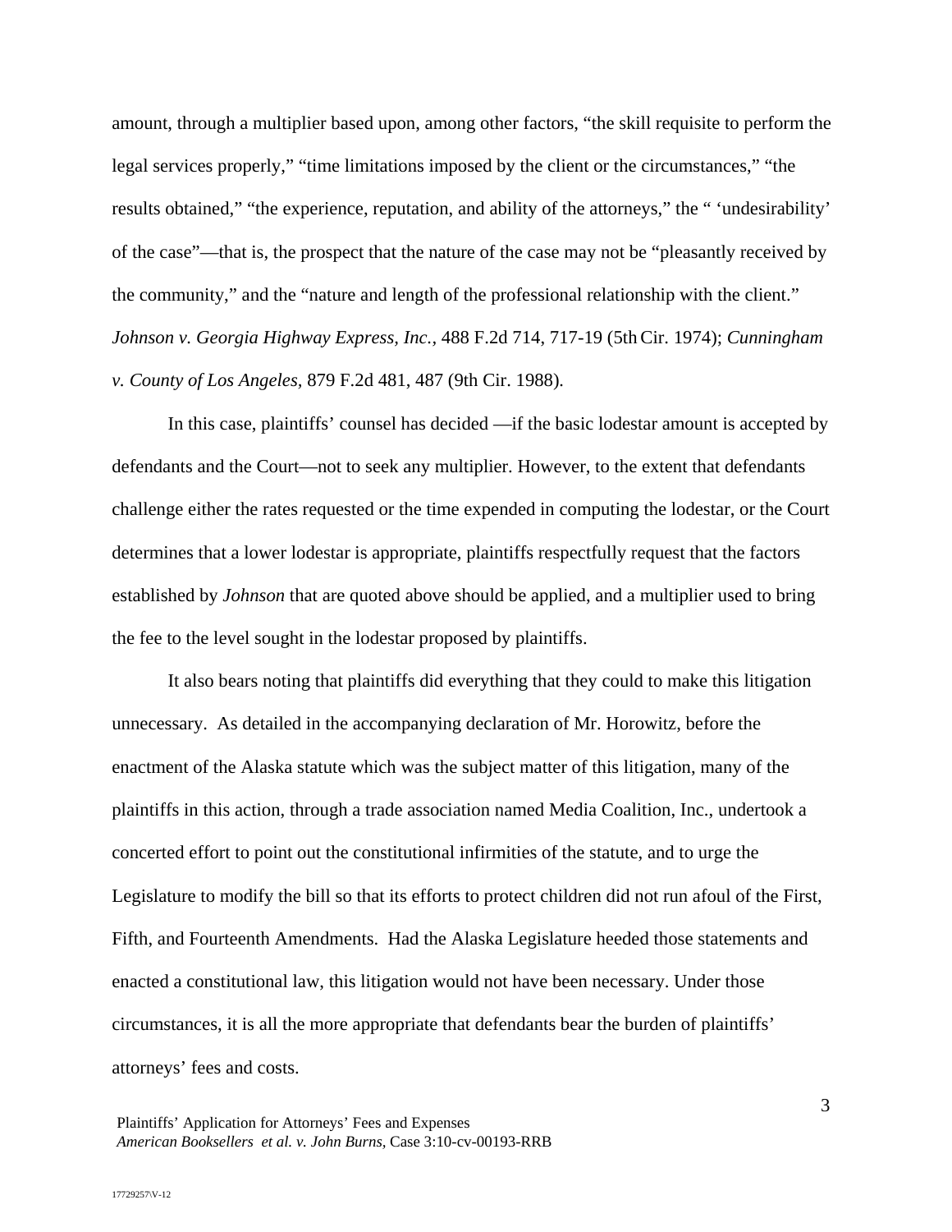amount, through a multiplier based upon, among other factors, "the skill requisite to perform the legal services properly," "time limitations imposed by the client or the circumstances," "the results obtained," "the experience, reputation, and ability of the attorneys," the " 'undesirability' of the case"—that is, the prospect that the nature of the case may not be "pleasantly received by the community," and the "nature and length of the professional relationship with the client." *Johnson v. Georgia Highway Express, Inc.*, 488 F.2d 714, 717-19 (5th Cir. 1974); *Cunningham v. County of Los Angeles*, 879 F.2d 481, 487 (9th Cir. 1988).

In this case, plaintiffs' counsel has decided —if the basic lodestar amount is accepted by defendants and the Court—not to seek any multiplier. However, to the extent that defendants challenge either the rates requested or the time expended in computing the lodestar, or the Court determines that a lower lodestar is appropriate, plaintiffs respectfully request that the factors established by *Johnson* that are quoted above should be applied, and a multiplier used to bring the fee to the level sought in the lodestar proposed by plaintiffs.

It also bears noting that plaintiffs did everything that they could to make this litigation unnecessary. As detailed in the accompanying declaration of Mr. Horowitz, before the enactment of the Alaska statute which was the subject matter of this litigation, many of the plaintiffs in this action, through a trade association named Media Coalition, Inc., undertook a concerted effort to point out the constitutional infirmities of the statute, and to urge the Legislature to modify the bill so that its efforts to protect children did not run afoul of the First, Fifth, and Fourteenth Amendments. Had the Alaska Legislature heeded those statements and enacted a constitutional law, this litigation would not have been necessary. Under those circumstances, it is all the more appropriate that defendants bear the burden of plaintiffs' attorneys' fees and costs.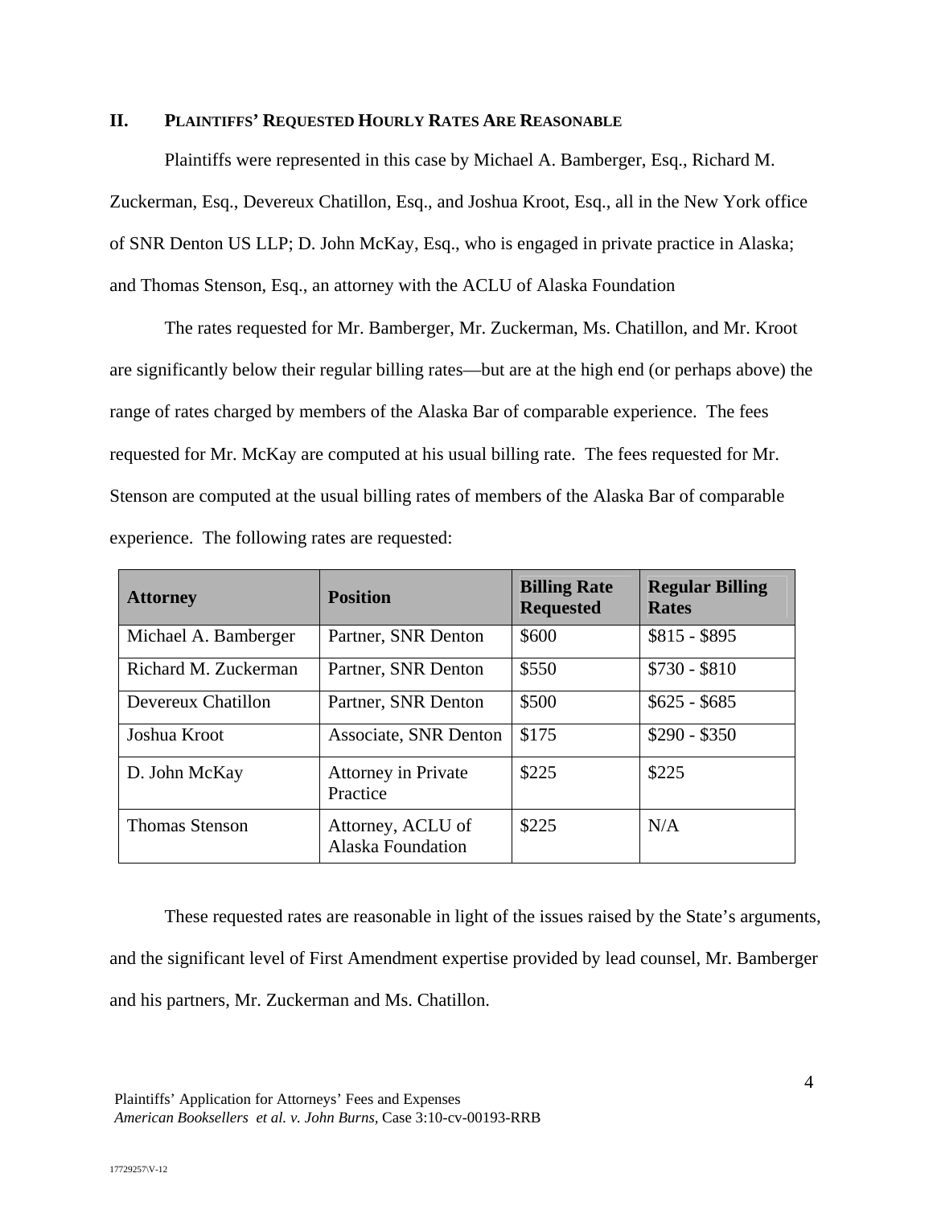## II. Plaintiffs' Requested Hourly Rates Are Reasonable

Plaintiffs were represented in this case by Michael A. Bamberger, Esq., Richard M. Zuckerman, Esq., Devereux Chatillon, Esq., and Joshua Kroot, Esq., all in the New York office of SNR Denton US LLP; D. John McKay, Esq., who is engaged in private practice in Alaska; and Thomas Stenson, Esq., an attorney with the ACLU of Alaska Foundation

The rates requested for Mr. Bamberger, Mr. Zuckerman, Ms. Chatillon, and Mr. Kroot are significantly below their regular billing rates—but are at the high end (or perhaps above) the range of rates charged by members of the Alaska Bar of comparable experience. The fees requested for Mr. McKay are computed at his usual billing rate. The fees requested for Mr. Stenson are computed at the usual billing rates of members of the Alaska Bar of comparable experience. The following rates are requested:

| Attorney | Position | Billing Rate Requested | Regular Billing Rates |
|---|---|---|---|
| Michael A. Bamberger | Partner, SNR Denton | $600 | $815 - $895 |
| Richard M. Zuckerman | Partner, SNR Denton | $550 | $730 - $810 |
| Devereux Chatillon | Partner, SNR Denton | $500 | $625 - $685 |
| Joshua Kroot | Associate, SNR Denton | $175 | $290 - $350 |
| D. John McKay | Attorney in Private Practice | $225 | $225 |
| Thomas Stenson | Attorney, ACLU of Alaska Foundation | $225 | N/A |

These requested rates are reasonable in light of the issues raised by the State's arguments, and the significant level of First Amendment expertise provided by lead counsel, Mr. Bamberger and his partners, Mr. Zuckerman and Ms. Chatillon.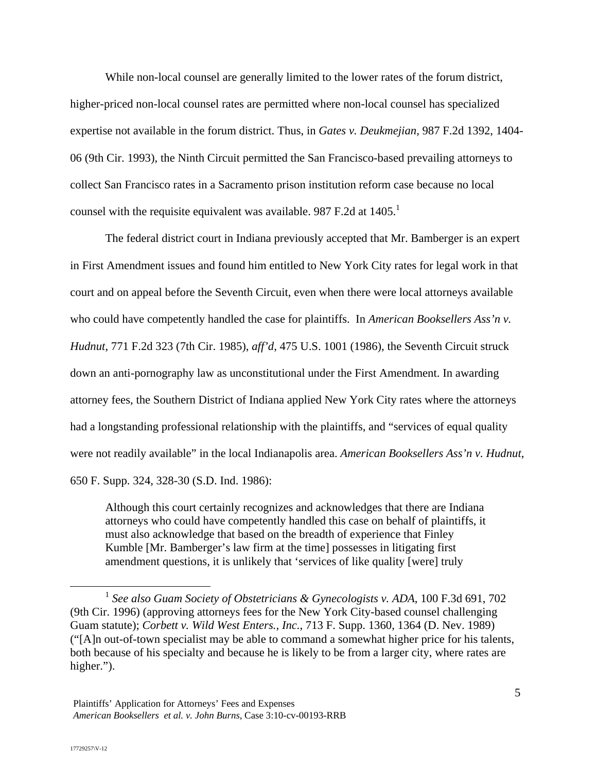While non-local counsel are generally limited to the lower rates of the forum district, higher-priced non-local counsel rates are permitted where non-local counsel has specialized expertise not available in the forum district. Thus, in *Gates v. Deukmejian*, 987 F.2d 1392, 1404-06 (9th Cir. 1993), the Ninth Circuit permitted the San Francisco-based prevailing attorneys to collect San Francisco rates in a Sacramento prison institution reform case because no local counsel with the requisite equivalent was available. 987 F.2d at 1405.[1]

The federal district court in Indiana previously accepted that Mr. Bamberger is an expert in First Amendment issues and found him entitled to New York City rates for legal work in that court and on appeal before the Seventh Circuit, even when there were local attorneys available who could have competently handled the case for plaintiffs. In *American Booksellers Ass'n v. Hudnut*, 771 F.2d 323 (7th Cir. 1985), *aff'd*, 475 U.S. 1001 (1986), the Seventh Circuit struck down an anti-pornography law as unconstitutional under the First Amendment. In awarding attorney fees, the Southern District of Indiana applied New York City rates where the attorneys had a longstanding professional relationship with the plaintiffs, and "services of equal quality were not readily available" in the local Indianapolis area. *American Booksellers Ass'n v. Hudnut*, 650 F. Supp. 324, 328-30 (S.D. Ind. 1986):

> Although this court certainly recognizes and acknowledges that there are Indiana attorneys who could have competently handled this case on behalf of plaintiffs, it must also acknowledge that based on the breadth of experience that Finley Kumble [Mr. Bamberger's law firm at the time] possesses in litigating first amendment questions, it is unlikely that 'services of like quality [were] truly

[1] *See also Guam Society of Obstetricians & Gynecologists v. ADA*, 100 F.3d 691, 702 (9th Cir. 1996) (approving attorneys fees for the New York City-based counsel challenging Guam statute); *Corbett v. Wild West Enters., Inc.*, 713 F. Supp. 1360, 1364 (D. Nev. 1989) ("[A]n out-of-town specialist may be able to command a somewhat higher price for his talents, both because of his specialty and because he is likely to be from a larger city, where rates are higher.").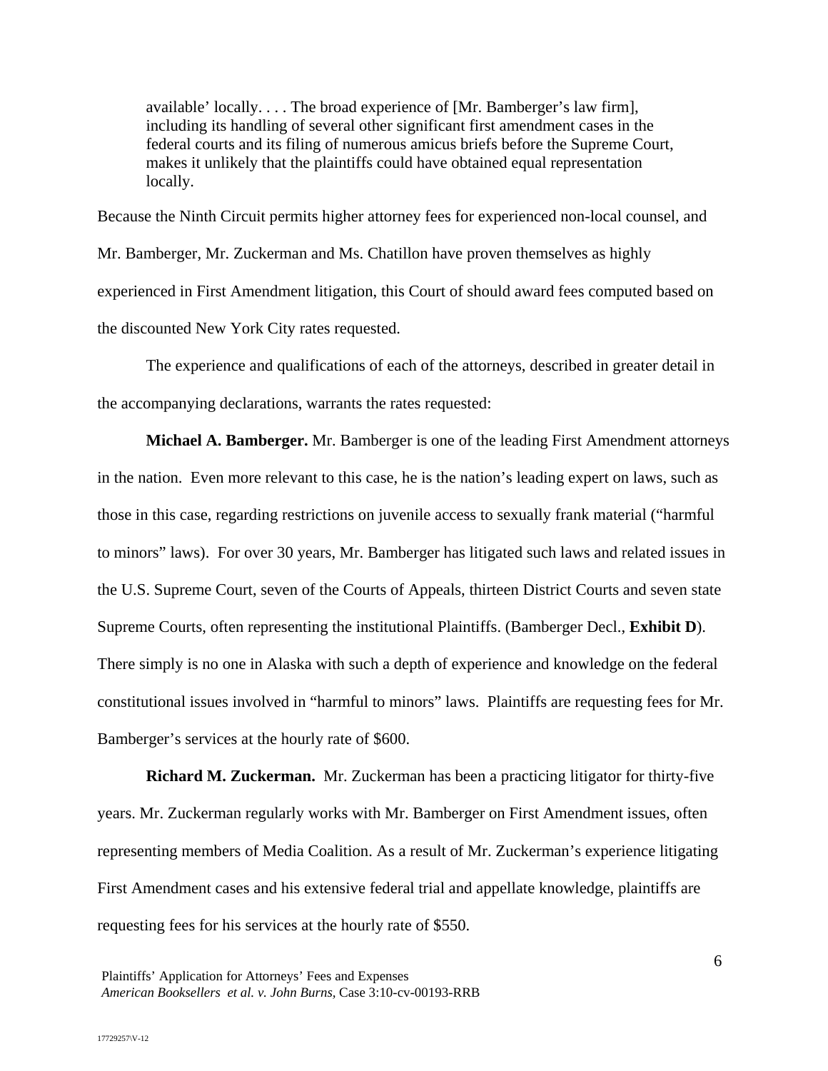> available' locally. . . . The broad experience of [Mr. Bamberger's law firm], including its handling of several other significant first amendment cases in the federal courts and its filing of numerous amicus briefs before the Supreme Court, makes it unlikely that the plaintiffs could have obtained equal representation locally.

Because the Ninth Circuit permits higher attorney fees for experienced non-local counsel, and Mr. Bamberger, Mr. Zuckerman and Ms. Chatillon have proven themselves as highly experienced in First Amendment litigation, this Court of should award fees computed based on the discounted New York City rates requested.

The experience and qualifications of each of the attorneys, described in greater detail in the accompanying declarations, warrants the rates requested:

**Michael A. Bamberger.** Mr. Bamberger is one of the leading First Amendment attorneys in the nation. Even more relevant to this case, he is the nation's leading expert on laws, such as those in this case, regarding restrictions on juvenile access to sexually frank material ("harmful to minors" laws). For over 30 years, Mr. Bamberger has litigated such laws and related issues in the U.S. Supreme Court, seven of the Courts of Appeals, thirteen District Courts and seven state Supreme Courts, often representing the institutional Plaintiffs. (Bamberger Decl., **Exhibit D**). There simply is no one in Alaska with such a depth of experience and knowledge on the federal constitutional issues involved in "harmful to minors" laws. Plaintiffs are requesting fees for Mr. Bamberger's services at the hourly rate of $600.

**Richard M. Zuckerman.** Mr. Zuckerman has been a practicing litigator for thirty-five years. Mr. Zuckerman regularly works with Mr. Bamberger on First Amendment issues, often representing members of Media Coalition. As a result of Mr. Zuckerman's experience litigating First Amendment cases and his extensive federal trial and appellate knowledge, plaintiffs are requesting fees for his services at the hourly rate of $550.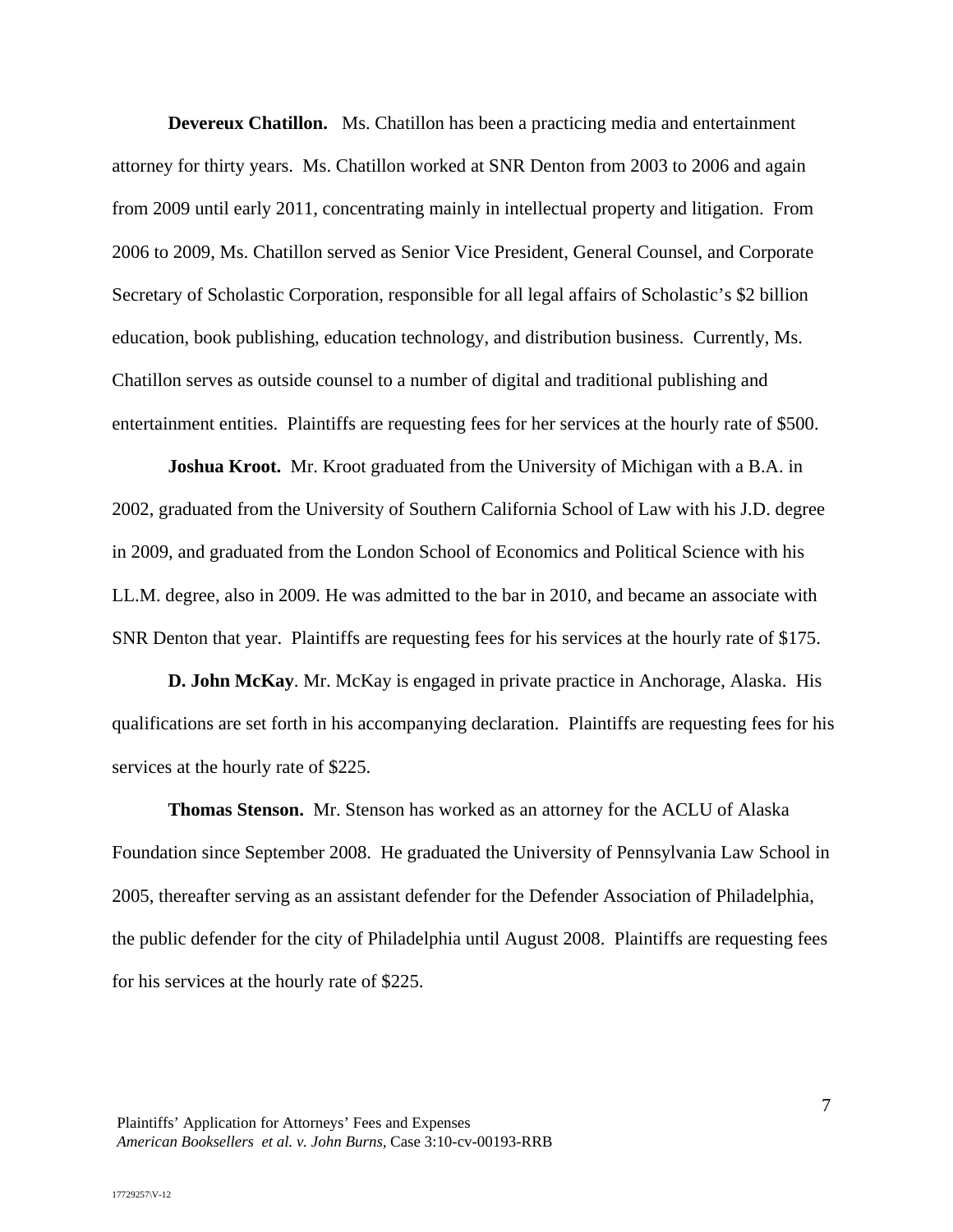**Devereux Chatillon.** Ms. Chatillon has been a practicing media and entertainment attorney for thirty years. Ms. Chatillon worked at SNR Denton from 2003 to 2006 and again from 2009 until early 2011, concentrating mainly in intellectual property and litigation. From 2006 to 2009, Ms. Chatillon served as Senior Vice President, General Counsel, and Corporate Secretary of Scholastic Corporation, responsible for all legal affairs of Scholastic's $2 billion education, book publishing, education technology, and distribution business. Currently, Ms. Chatillon serves as outside counsel to a number of digital and traditional publishing and entertainment entities. Plaintiffs are requesting fees for her services at the hourly rate of $500.

**Joshua Kroot.** Mr. Kroot graduated from the University of Michigan with a B.A. in 2002, graduated from the University of Southern California School of Law with his J.D. degree in 2009, and graduated from the London School of Economics and Political Science with his LL.M. degree, also in 2009. He was admitted to the bar in 2010, and became an associate with SNR Denton that year. Plaintiffs are requesting fees for his services at the hourly rate of $175.

**D. John McKay**. Mr. McKay is engaged in private practice in Anchorage, Alaska. His qualifications are set forth in his accompanying declaration. Plaintiffs are requesting fees for his services at the hourly rate of $225.

**Thomas Stenson.** Mr. Stenson has worked as an attorney for the ACLU of Alaska Foundation since September 2008. He graduated the University of Pennsylvania Law School in 2005, thereafter serving as an assistant defender for the Defender Association of Philadelphia, the public defender for the city of Philadelphia until August 2008. Plaintiffs are requesting fees for his services at the hourly rate of $225.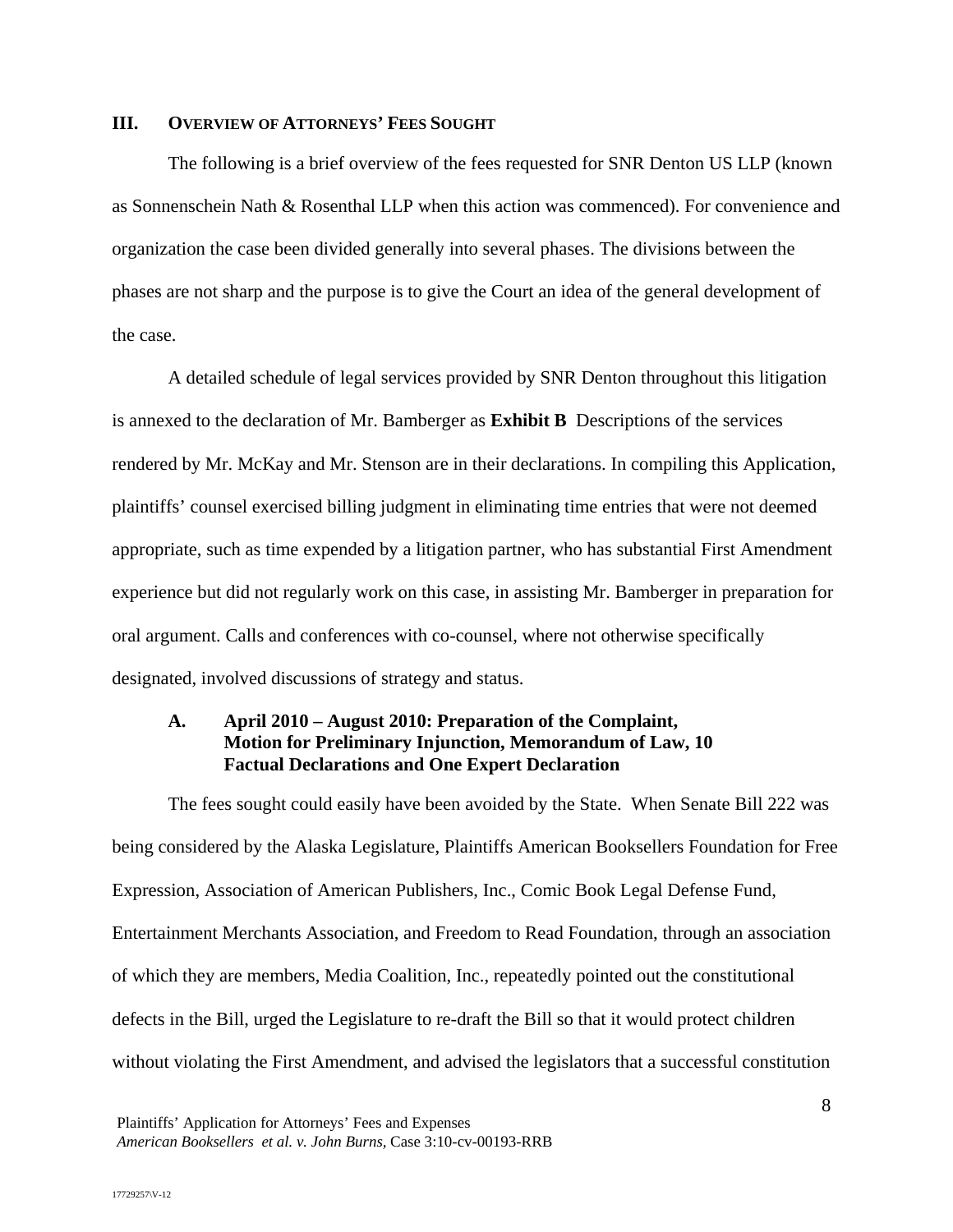## III. OVERVIEW OF ATTORNEYS' FEES SOUGHT

The following is a brief overview of the fees requested for SNR Denton US LLP (known as Sonnenschein Nath & Rosenthal LLP when this action was commenced). For convenience and organization the case been divided generally into several phases. The divisions between the phases are not sharp and the purpose is to give the Court an idea of the general development of the case.

A detailed schedule of legal services provided by SNR Denton throughout this litigation is annexed to the declaration of Mr. Bamberger as **Exhibit B** Descriptions of the services rendered by Mr. McKay and Mr. Stenson are in their declarations. In compiling this Application, plaintiffs' counsel exercised billing judgment in eliminating time entries that were not deemed appropriate, such as time expended by a litigation partner, who has substantial First Amendment experience but did not regularly work on this case, in assisting Mr. Bamberger in preparation for oral argument. Calls and conferences with co-counsel, where not otherwise specifically designated, involved discussions of strategy and status.

### A. April 2010 – August 2010: Preparation of the Complaint, Motion for Preliminary Injunction, Memorandum of Law, 10 Factual Declarations and One Expert Declaration

The fees sought could easily have been avoided by the State. When Senate Bill 222 was being considered by the Alaska Legislature, Plaintiffs American Booksellers Foundation for Free Expression, Association of American Publishers, Inc., Comic Book Legal Defense Fund, Entertainment Merchants Association, and Freedom to Read Foundation, through an association of which they are members, Media Coalition, Inc., repeatedly pointed out the constitutional defects in the Bill, urged the Legislature to re-draft the Bill so that it would protect children without violating the First Amendment, and advised the legislators that a successful constitution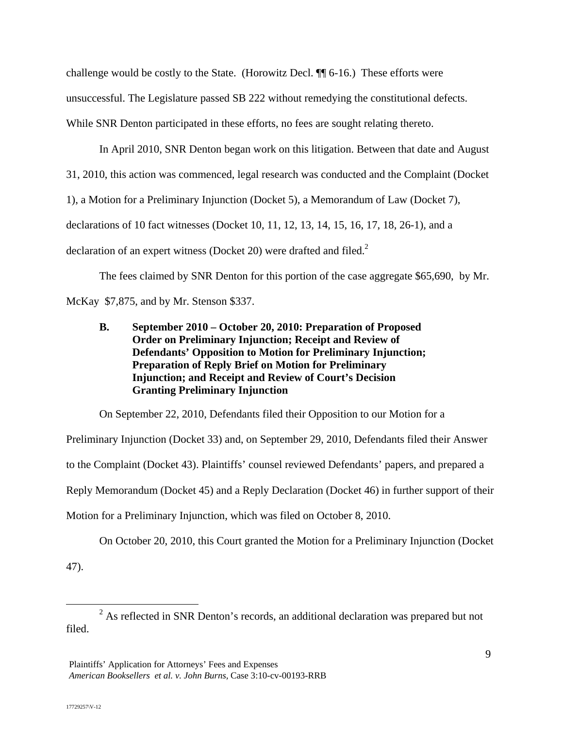challenge would be costly to the State. (Horowitz Decl. ¶¶ 6-16.) These efforts were unsuccessful. The Legislature passed SB 222 without remedying the constitutional defects. While SNR Denton participated in these efforts, no fees are sought relating thereto.

In April 2010, SNR Denton began work on this litigation. Between that date and August 31, 2010, this action was commenced, legal research was conducted and the Complaint (Docket 1), a Motion for a Preliminary Injunction (Docket 5), a Memorandum of Law (Docket 7), declarations of 10 fact witnesses (Docket 10, 11, 12, 13, 14, 15, 16, 17, 18, 26-1), and a declaration of an expert witness (Docket 20) were drafted and filed.[2]

The fees claimed by SNR Denton for this portion of the case aggregate $65,690, by Mr. McKay $7,875, and by Mr. Stenson $337.

**B. September 2010 – October 20, 2010: Preparation of Proposed Order on Preliminary Injunction; Receipt and Review of Defendants' Opposition to Motion for Preliminary Injunction; Preparation of Reply Brief on Motion for Preliminary Injunction; and Receipt and Review of Court's Decision Granting Preliminary Injunction**

On September 22, 2010, Defendants filed their Opposition to our Motion for a Preliminary Injunction (Docket 33) and, on September 29, 2010, Defendants filed their Answer to the Complaint (Docket 43). Plaintiffs' counsel reviewed Defendants' papers, and prepared a Reply Memorandum (Docket 45) and a Reply Declaration (Docket 46) in further support of their Motion for a Preliminary Injunction, which was filed on October 8, 2010.

On October 20, 2010, this Court granted the Motion for a Preliminary Injunction (Docket 47).

[2] As reflected in SNR Denton's records, an additional declaration was prepared but not filed.

Plaintiffs' Application for Attorneys' Fees and Expenses
*American Booksellers et al. v. John Burns,* Case 3:10-cv-00193-RRB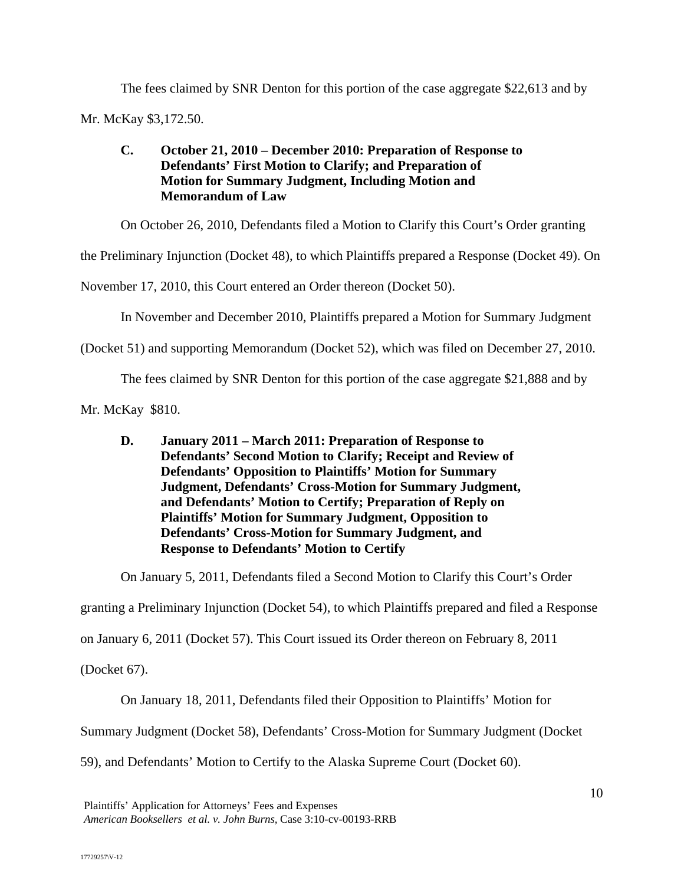The fees claimed by SNR Denton for this portion of the case aggregate $22,613 and by Mr. McKay $3,172.50.

### C. October 21, 2010 – December 2010: Preparation of Response to Defendants' First Motion to Clarify; and Preparation of Motion for Summary Judgment, Including Motion and Memorandum of Law

On October 26, 2010, Defendants filed a Motion to Clarify this Court's Order granting the Preliminary Injunction (Docket 48), to which Plaintiffs prepared a Response (Docket 49). On November 17, 2010, this Court entered an Order thereon (Docket 50).

In November and December 2010, Plaintiffs prepared a Motion for Summary Judgment (Docket 51) and supporting Memorandum (Docket 52), which was filed on December 27, 2010.

The fees claimed by SNR Denton for this portion of the case aggregate $21,888 and by Mr. McKay $810.

### D. January 2011 – March 2011: Preparation of Response to Defendants' Second Motion to Clarify; Receipt and Review of Defendants' Opposition to Plaintiffs' Motion for Summary Judgment, Defendants' Cross-Motion for Summary Judgment, and Defendants' Motion to Certify; Preparation of Reply on Plaintiffs' Motion for Summary Judgment, Opposition to Defendants' Cross-Motion for Summary Judgment, and Response to Defendants' Motion to Certify

On January 5, 2011, Defendants filed a Second Motion to Clarify this Court's Order granting a Preliminary Injunction (Docket 54), to which Plaintiffs prepared and filed a Response on January 6, 2011 (Docket 57). This Court issued its Order thereon on February 8, 2011 (Docket 67).

On January 18, 2011, Defendants filed their Opposition to Plaintiffs' Motion for Summary Judgment (Docket 58), Defendants' Cross-Motion for Summary Judgment (Docket 59), and Defendants' Motion to Certify to the Alaska Supreme Court (Docket 60).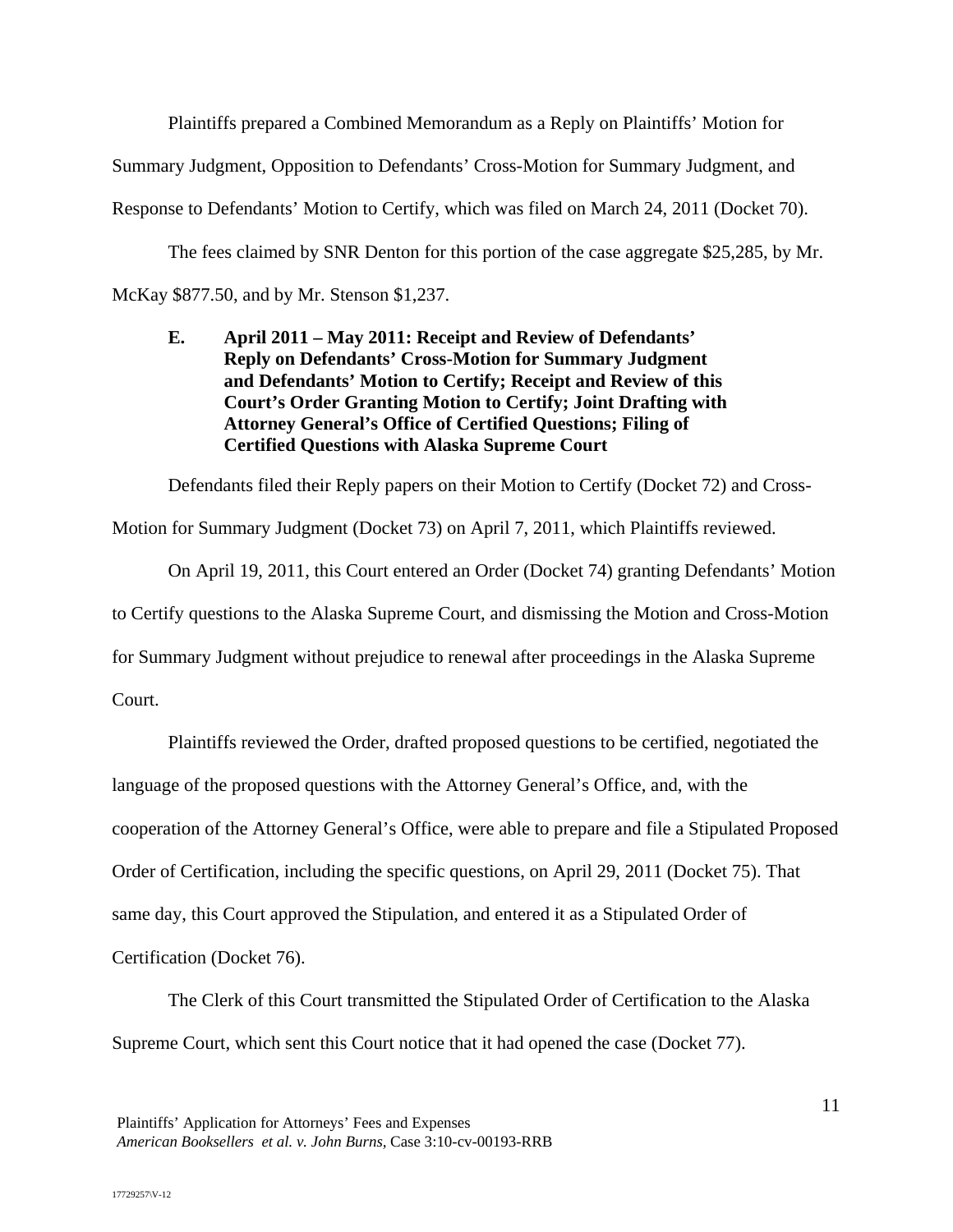Plaintiffs prepared a Combined Memorandum as a Reply on Plaintiffs' Motion for Summary Judgment, Opposition to Defendants' Cross-Motion for Summary Judgment, and Response to Defendants' Motion to Certify, which was filed on March 24, 2011 (Docket 70).

The fees claimed by SNR Denton for this portion of the case aggregate $25,285, by Mr. McKay $877.50, and by Mr. Stenson $1,237.

### E. April 2011 – May 2011: Receipt and Review of Defendants' Reply on Defendants' Cross-Motion for Summary Judgment and Defendants' Motion to Certify; Receipt and Review of this Court's Order Granting Motion to Certify; Joint Drafting with Attorney General's Office of Certified Questions; Filing of Certified Questions with Alaska Supreme Court

Defendants filed their Reply papers on their Motion to Certify (Docket 72) and Cross-Motion for Summary Judgment (Docket 73) on April 7, 2011, which Plaintiffs reviewed.

On April 19, 2011, this Court entered an Order (Docket 74) granting Defendants' Motion to Certify questions to the Alaska Supreme Court, and dismissing the Motion and Cross-Motion for Summary Judgment without prejudice to renewal after proceedings in the Alaska Supreme Court.

Plaintiffs reviewed the Order, drafted proposed questions to be certified, negotiated the language of the proposed questions with the Attorney General's Office, and, with the cooperation of the Attorney General's Office, were able to prepare and file a Stipulated Proposed Order of Certification, including the specific questions, on April 29, 2011 (Docket 75). That same day, this Court approved the Stipulation, and entered it as a Stipulated Order of Certification (Docket 76).

The Clerk of this Court transmitted the Stipulated Order of Certification to the Alaska Supreme Court, which sent this Court notice that it had opened the case (Docket 77).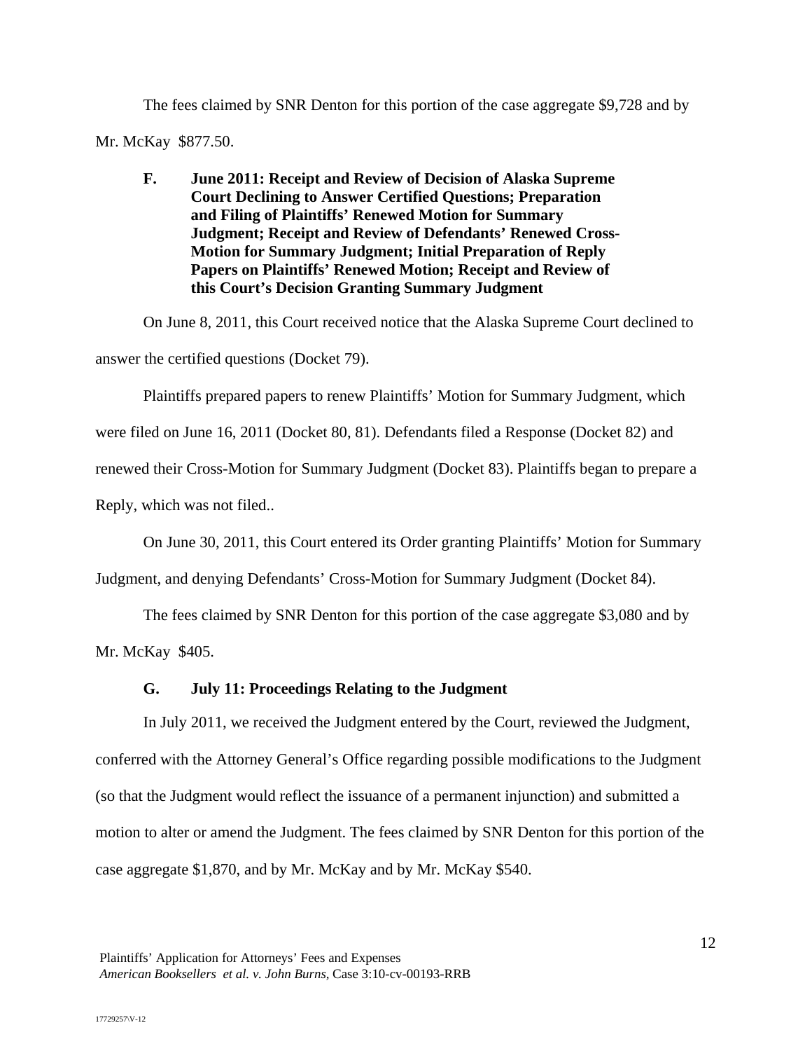The fees claimed by SNR Denton for this portion of the case aggregate $9,728 and by Mr. McKay $877.50.

**F. June 2011: Receipt and Review of Decision of Alaska Supreme Court Declining to Answer Certified Questions; Preparation and Filing of Plaintiffs' Renewed Motion for Summary Judgment; Receipt and Review of Defendants' Renewed Cross-Motion for Summary Judgment; Initial Preparation of Reply Papers on Plaintiffs' Renewed Motion; Receipt and Review of this Court's Decision Granting Summary Judgment**

On June 8, 2011, this Court received notice that the Alaska Supreme Court declined to answer the certified questions (Docket 79).

Plaintiffs prepared papers to renew Plaintiffs' Motion for Summary Judgment, which were filed on June 16, 2011 (Docket 80, 81). Defendants filed a Response (Docket 82) and renewed their Cross-Motion for Summary Judgment (Docket 83). Plaintiffs began to prepare a Reply, which was not filed..

On June 30, 2011, this Court entered its Order granting Plaintiffs' Motion for Summary Judgment, and denying Defendants' Cross-Motion for Summary Judgment (Docket 84).

The fees claimed by SNR Denton for this portion of the case aggregate $3,080 and by Mr. McKay $405.

**G. July 11: Proceedings Relating to the Judgment**

In July 2011, we received the Judgment entered by the Court, reviewed the Judgment, conferred with the Attorney General's Office regarding possible modifications to the Judgment (so that the Judgment would reflect the issuance of a permanent injunction) and submitted a motion to alter or amend the Judgment. The fees claimed by SNR Denton for this portion of the case aggregate $1,870, and by Mr. McKay and by Mr. McKay $540.

Plaintiffs' Application for Attorneys' Fees and Expenses
*American Booksellers et al. v. John Burns,* Case 3:10-cv-00193-RRB

17729257\V-12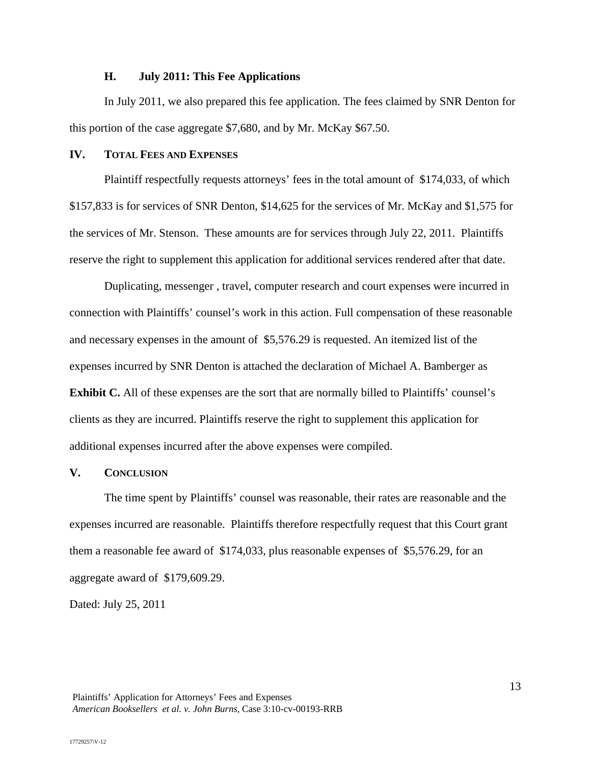### H. July 2011: This Fee Applications

In July 2011, we also prepared this fee application. The fees claimed by SNR Denton for this portion of the case aggregate $7,680, and by Mr. McKay $67.50.

## IV. TOTAL FEES AND EXPENSES

Plaintiff respectfully requests attorneys' fees in the total amount of $174,033, of which $157,833 is for services of SNR Denton, $14,625 for the services of Mr. McKay and $1,575 for the services of Mr. Stenson. These amounts are for services through July 22, 2011. Plaintiffs reserve the right to supplement this application for additional services rendered after that date.

Duplicating, messenger , travel, computer research and court expenses were incurred in connection with Plaintiffs' counsel's work in this action. Full compensation of these reasonable and necessary expenses in the amount of $5,576.29 is requested. An itemized list of the expenses incurred by SNR Denton is attached the declaration of Michael A. Bamberger as **Exhibit C.** All of these expenses are the sort that are normally billed to Plaintiffs' counsel's clients as they are incurred. Plaintiffs reserve the right to supplement this application for additional expenses incurred after the above expenses were compiled.

## V. CONCLUSION

The time spent by Plaintiffs' counsel was reasonable, their rates are reasonable and the expenses incurred are reasonable. Plaintiffs therefore respectfully request that this Court grant them a reasonable fee award of $174,033, plus reasonable expenses of $5,576.29, for an aggregate award of $179,609.29.

Dated: July 25, 2011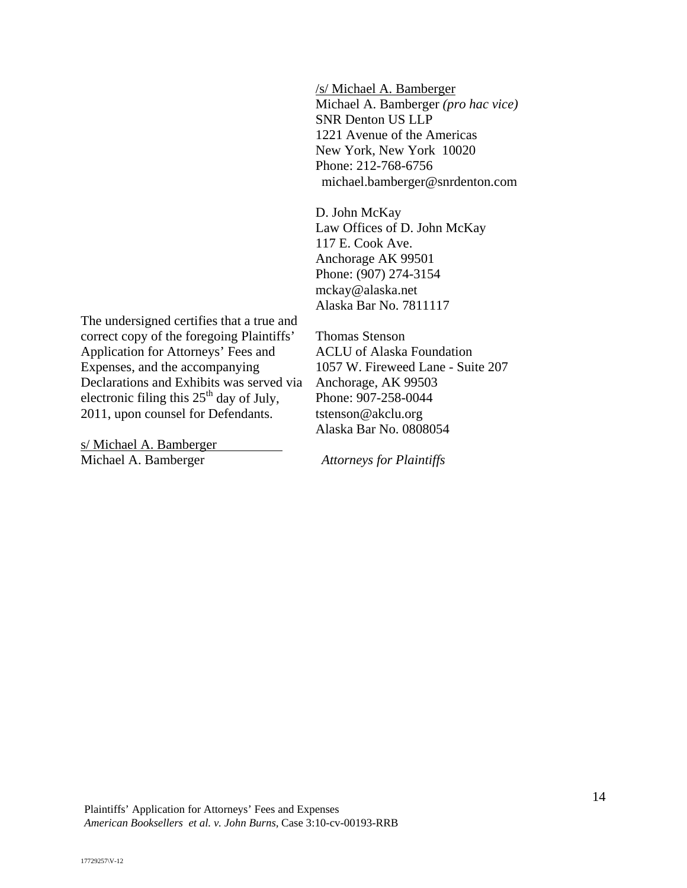/s/ Michael A. Bamberger
Michael A. Bamberger *(pro hac vice)*
SNR Denton US LLP
1221 Avenue of the Americas
New York, New York 10020
Phone: 212-768-6756
michael.bamberger@snrdenton.com

D. John McKay
Law Offices of D. John McKay
117 E. Cook Ave.
Anchorage AK 99501
Phone: (907) 274-3154
mckay@alaska.net
Alaska Bar No. 7811117

Thomas Stenson
ACLU of Alaska Foundation
1057 W. Fireweed Lane - Suite 207
Anchorage, AK 99503
Phone: 907-258-0044
tstenson@akclu.org
Alaska Bar No. 0808054

*Attorneys for Plaintiffs*

The undersigned certifies that a true and correct copy of the foregoing Plaintiffs' Application for Attorneys' Fees and Expenses, and the accompanying Declarations and Exhibits was served via electronic filing this 25th day of July, 2011, upon counsel for Defendants.

s/ Michael A. Bamberger
Michael A. Bamberger